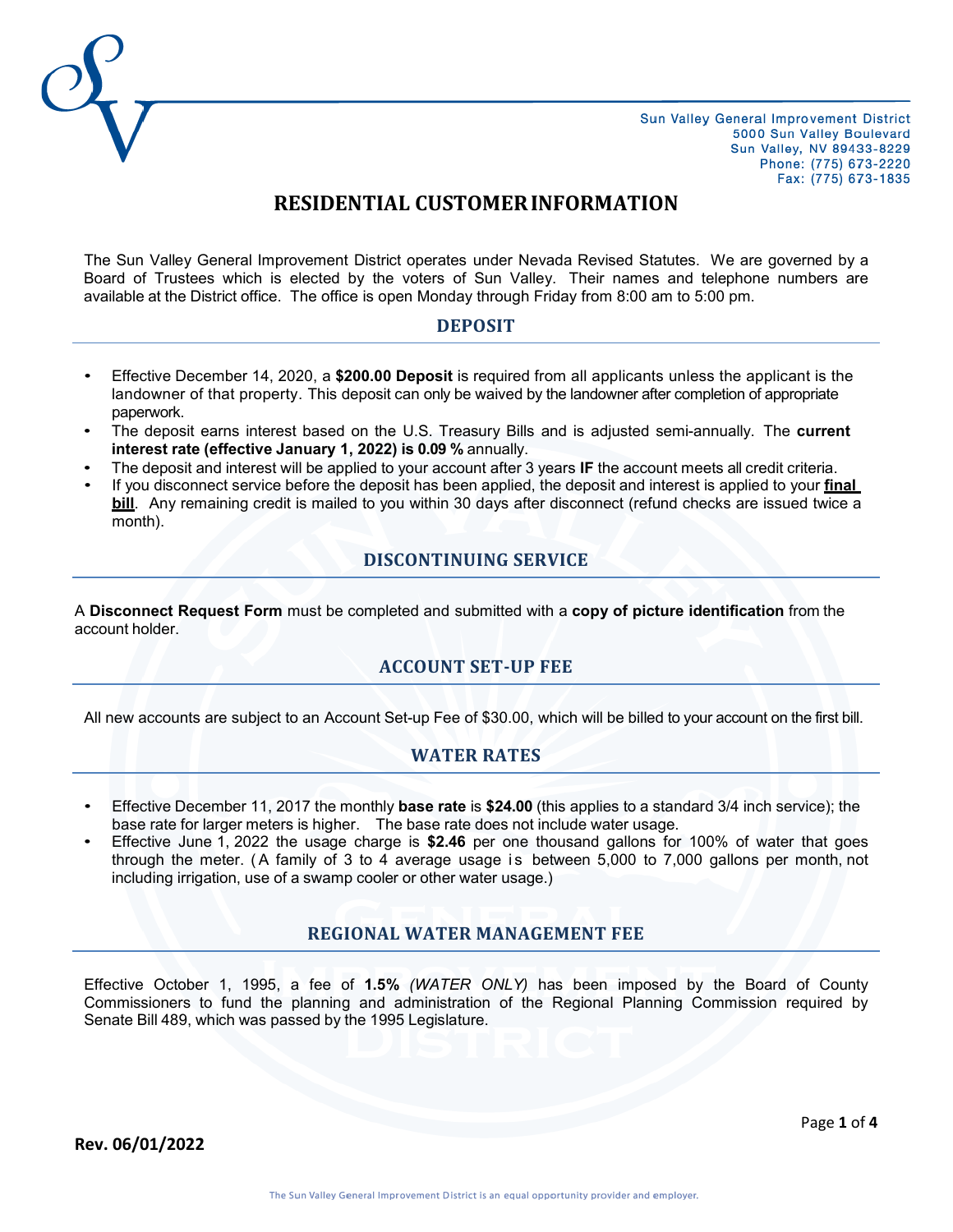Sun Valley General Improvement District
5000 Sun Valley Boulevard
Sun Valley, NV 89433-8229
Phone: (775) 673-2220
Fax: (775) 673-1835

# RESIDENTIAL CUSTOMER INFORMATION

The Sun Valley General Improvement District operates under Nevada Revised Statutes. We are governed by a Board of Trustees which is elected by the voters of Sun Valley. Their names and telephone numbers are available at the District office. The office is open Monday through Friday from 8:00 am to 5:00 pm.

## DEPOSIT

- Effective December 14, 2020, a **$200.00 Deposit** is required from all applicants unless the applicant is the landowner of that property. This deposit can only be waived by the landowner after completion of appropriate paperwork.
- The deposit earns interest based on the U.S. Treasury Bills and is adjusted semi-annually. The **current interest rate (effective January 1, 2022) is 0.09 %** annually.
- The deposit and interest will be applied to your account after 3 years **IF** the account meets all credit criteria.
- If you disconnect service before the deposit has been applied, the deposit and interest is applied to your **final bill**. Any remaining credit is mailed to you within 30 days after disconnect (refund checks are issued twice a month).

## DISCONTINUING SERVICE

A **Disconnect Request Form** must be completed and submitted with a **copy of picture identification** from the account holder.

## ACCOUNT SET-UP FEE

All new accounts are subject to an Account Set-up Fee of $30.00, which will be billed to your account on the first bill.

## WATER RATES

- Effective December 11, 2017 the monthly **base rate** is **$24.00** (this applies to a standard 3/4 inch service); the base rate for larger meters is higher. The base rate does not include water usage.
- Effective June 1, 2022 the usage charge is **$2.46** per one thousand gallons for 100% of water that goes through the meter. (A family of 3 to 4 average usage is between 5,000 to 7,000 gallons per month, not including irrigation, use of a swamp cooler or other water usage.)

## REGIONAL WATER MANAGEMENT FEE

Effective October 1, 1995, a fee of **1.5%** *(WATER ONLY)* has been imposed by the Board of County Commissioners to fund the planning and administration of the Regional Planning Commission required by Senate Bill 489, which was passed by the 1995 Legislature.

**Rev. 06/01/2022**

The Sun Valley General Improvement District is an equal opportunity provider and employer.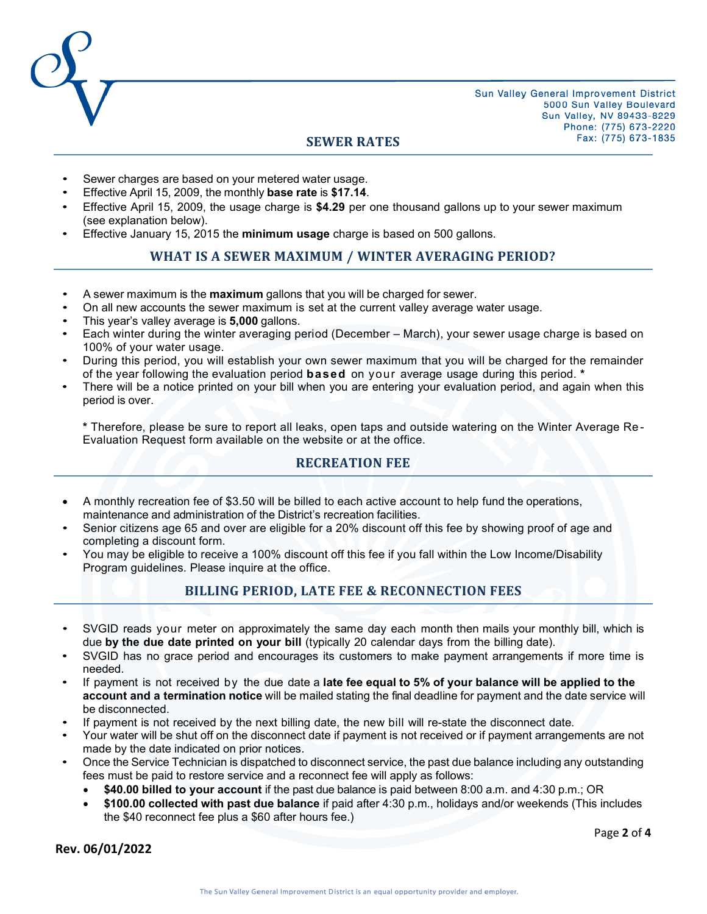Sun Valley General Improvement District
5000 Sun Valley Boulevard
Sun Valley, NV 89433-8229
Phone: (775) 673-2220
Fax: (775) 673-1835

## SEWER RATES

- Sewer charges are based on your metered water usage.
- Effective April 15, 2009, the monthly **base rate** is **$17.14**.
- Effective April 15, 2009, the usage charge is **$4.29** per one thousand gallons up to your sewer maximum (see explanation below).
- Effective January 15, 2015 the **minimum usage** charge is based on 500 gallons.

## WHAT IS A SEWER MAXIMUM / WINTER AVERAGING PERIOD?

- A sewer maximum is the **maximum** gallons that you will be charged for sewer.
- On all new accounts the sewer maximum is set at the current valley average water usage.
- This year's valley average is **5,000** gallons.
- Each winter during the winter averaging period (December – March), your sewer usage charge is based on 100% of your water usage.
- During this period, you will establish your own sewer maximum that you will be charged for the remainder of the year following the evaluation period **based** on your average usage during this period. *
- There will be a notice printed on your bill when you are entering your evaluation period, and again when this period is over.

**\*** Therefore, please be sure to report all leaks, open taps and outside watering on the Winter Average Re-Evaluation Request form available on the website or at the office.

## RECREATION FEE

- A monthly recreation fee of $3.50 will be billed to each active account to help fund the operations, maintenance and administration of the District's recreation facilities.
- Senior citizens age 65 and over are eligible for a 20% discount off this fee by showing proof of age and completing a discount form.
- You may be eligible to receive a 100% discount off this fee if you fall within the Low Income/Disability Program guidelines. Please inquire at the office.

## BILLING PERIOD, LATE FEE & RECONNECTION FEES

- SVGID reads your meter on approximately the same day each month then mails your monthly bill, which is due **by the due date printed on your bill** (typically 20 calendar days from the billing date).
- SVGID has no grace period and encourages its customers to make payment arrangements if more time is needed.
- If payment is not received by the due date a **late fee equal to 5% of your balance will be applied to the account and a termination notice** will be mailed stating the final deadline for payment and the date service will be disconnected.
- If payment is not received by the next billing date, the new bill will re-state the disconnect date.
- Your water will be shut off on the disconnect date if payment is not received or if payment arrangements are not made by the date indicated on prior notices.
- Once the Service Technician is dispatched to disconnect service, the past due balance including any outstanding fees must be paid to restore service and a reconnect fee will apply as follows:
  - **$40.00 billed to your account** if the past due balance is paid between 8:00 a.m. and 4:30 p.m.; OR
  - **$100.00 collected with past due balance** if paid after 4:30 p.m., holidays and/or weekends (This includes the $40 reconnect fee plus a $60 after hours fee.)

**Rev. 06/01/2022**

The Sun Valley General Improvement District is an equal opportunity provider and employer.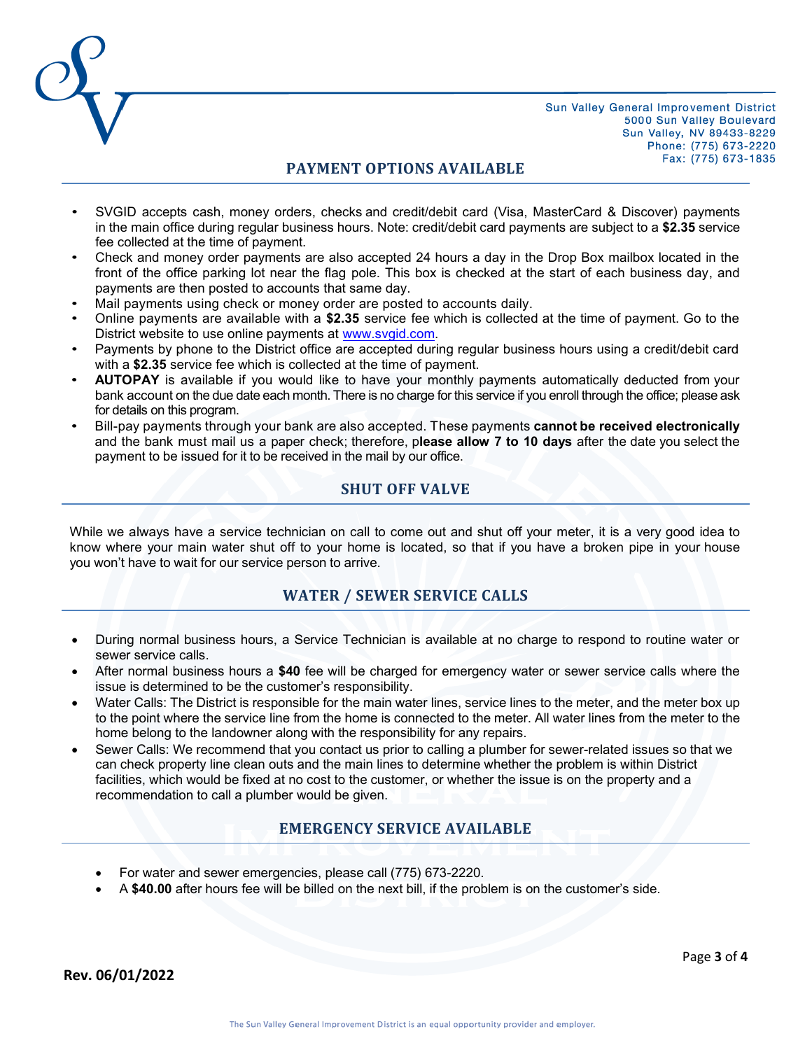Sun Valley General Improvement District
5000 Sun Valley Boulevard
Sun Valley, NV 89433-8229
Phone: (775) 673-2220
Fax: (775) 673-1835

## PAYMENT OPTIONS AVAILABLE

- SVGID accepts cash, money orders, checks and credit/debit card (Visa, MasterCard & Discover) payments in the main office during regular business hours. Note: credit/debit card payments are subject to a **$2.35** service fee collected at the time of payment.
- Check and money order payments are also accepted 24 hours a day in the Drop Box mailbox located in the front of the office parking lot near the flag pole. This box is checked at the start of each business day, and payments are then posted to accounts that same day.
- Mail payments using check or money order are posted to accounts daily.
- Online payments are available with a **$2.35** service fee which is collected at the time of payment. Go to the District website to use online payments at www.svgid.com.
- Payments by phone to the District office are accepted during regular business hours using a credit/debit card with a **$2.35** service fee which is collected at the time of payment.
- **AUTOPAY** is available if you would like to have your monthly payments automatically deducted from your bank account on the due date each month. There is no charge for this service if you enroll through the office; please ask for details on this program.
- Bill-pay payments through your bank are also accepted. These payments **cannot be received electronically** and the bank must mail us a paper check; therefore, p**lease allow 7 to 10 days** after the date you select the payment to be issued for it to be received in the mail by our office.

## SHUT OFF VALVE

While we always have a service technician on call to come out and shut off your meter, it is a very good idea to know where your main water shut off to your home is located, so that if you have a broken pipe in your house you won't have to wait for our service person to arrive.

## WATER / SEWER SERVICE CALLS

- During normal business hours, a Service Technician is available at no charge to respond to routine water or sewer service calls.
- After normal business hours a **$40** fee will be charged for emergency water or sewer service calls where the issue is determined to be the customer's responsibility.
- Water Calls: The District is responsible for the main water lines, service lines to the meter, and the meter box up to the point where the service line from the home is connected to the meter. All water lines from the meter to the home belong to the landowner along with the responsibility for any repairs.
- Sewer Calls: We recommend that you contact us prior to calling a plumber for sewer-related issues so that we can check property line clean outs and the main lines to determine whether the problem is within District facilities, which would be fixed at no cost to the customer, or whether the issue is on the property and a recommendation to call a plumber would be given.

## EMERGENCY SERVICE AVAILABLE

- For water and sewer emergencies, please call (775) 673-2220.
- A **$40.00** after hours fee will be billed on the next bill, if the problem is on the customer's side.

**Rev. 06/01/2022**

The Sun Valley General Improvement District is an equal opportunity provider and employer.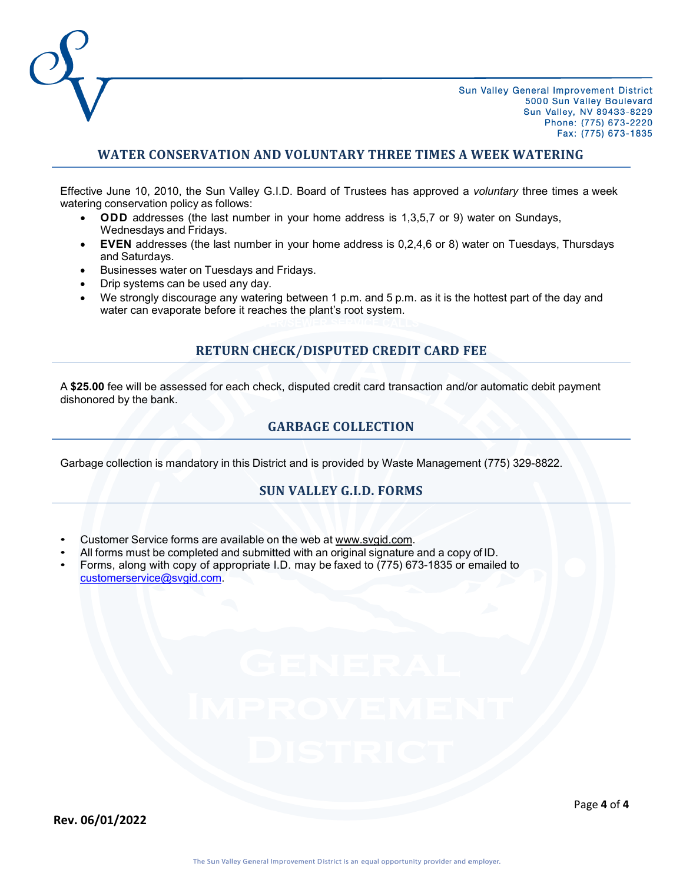Sun Valley General Improvement District
5000 Sun Valley Boulevard
Sun Valley, NV 89433-8229
Phone: (775) 673-2220
Fax: (775) 673-1835

## WATER CONSERVATION AND VOLUNTARY THREE TIMES A WEEK WATERING

Effective June 10, 2010, the Sun Valley G.I.D. Board of Trustees has approved a *voluntary* three times a week watering conservation policy as follows:

- **ODD** addresses (the last number in your home address is 1,3,5,7 or 9) water on Sundays, Wednesdays and Fridays.
- **EVEN** addresses (the last number in your home address is 0,2,4,6 or 8) water on Tuesdays, Thursdays and Saturdays.
- Businesses water on Tuesdays and Fridays.
- Drip systems can be used any day.
- We strongly discourage any watering between 1 p.m. and 5 p.m. as it is the hottest part of the day and water can evaporate before it reaches the plant's root system.

## RETURN CHECK/DISPUTED CREDIT CARD FEE

A **$25.00** fee will be assessed for each check, disputed credit card transaction and/or automatic debit payment dishonored by the bank.

## GARBAGE COLLECTION

Garbage collection is mandatory in this District and is provided by Waste Management (775) 329-8822.

## SUN VALLEY G.I.D. FORMS

- Customer Service forms are available on the web at www.svgid.com.
- All forms must be completed and submitted with an original signature and a copy of ID.
- Forms, along with copy of appropriate I.D. may be faxed to (775) 673-1835 or emailed to customerservice@svgid.com.

**Rev. 06/01/2022**

The Sun Valley General Improvement District is an equal opportunity provider and employer.